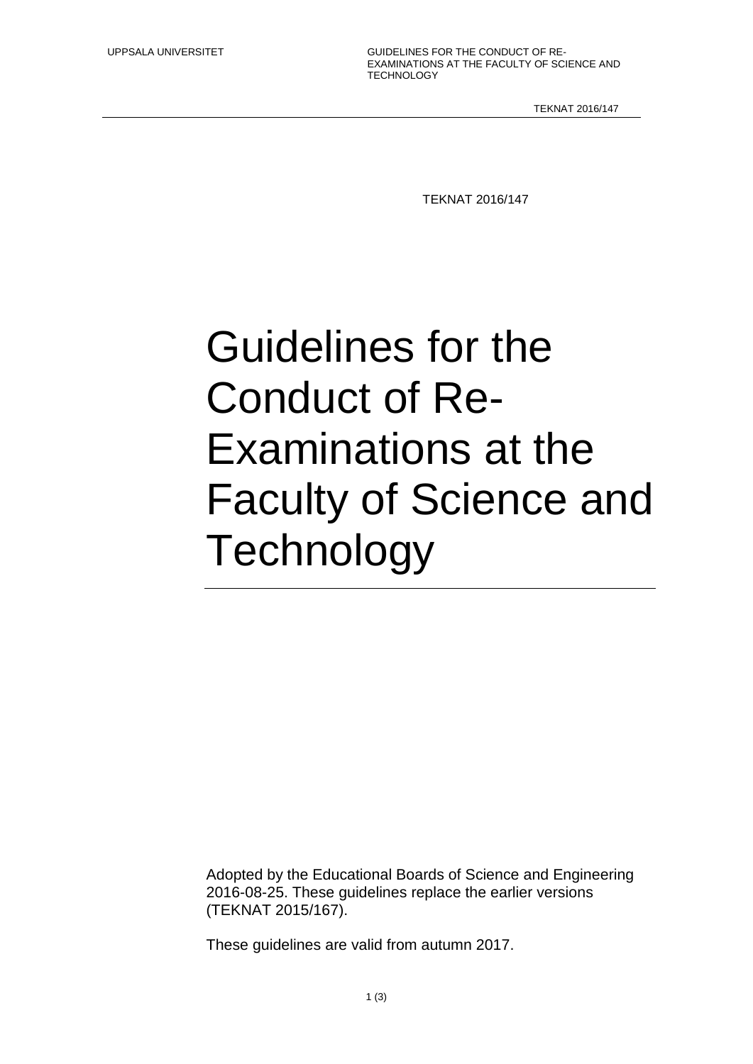TEKNAT 2016/147

# Guidelines for the Conduct of Re-Examinations at the Faculty of Science and Technology

Adopted by the Educational Boards of Science and Engineering 2016-08-25. These guidelines replace the earlier versions (TEKNAT 2015/167).

These guidelines are valid from autumn 2017.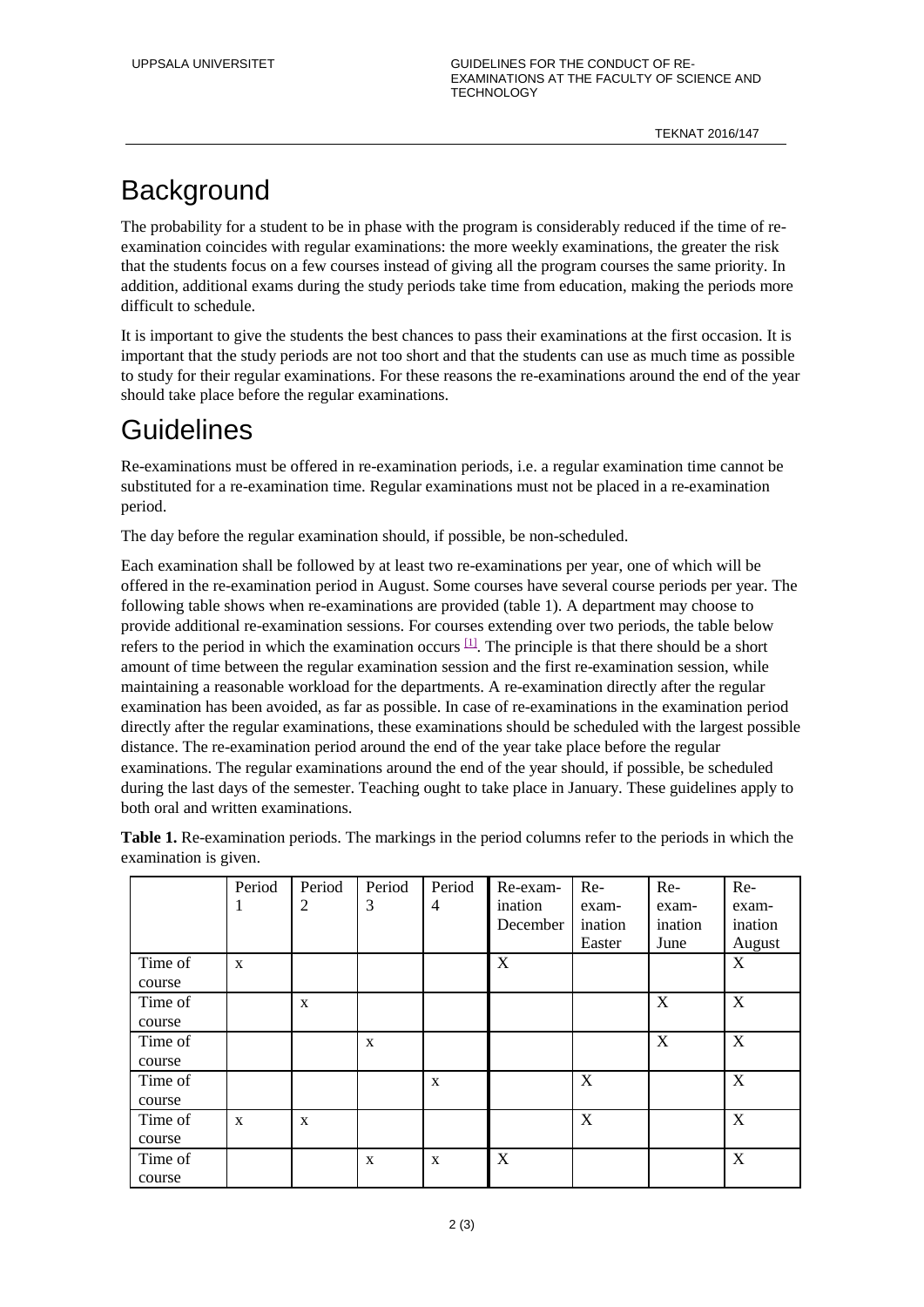# Background

The probability for a student to be in phase with the program is considerably reduced if the time of re-examination coincides with regular examinations: the more weekly examinations, the greater the risk that the students focus on a few courses instead of giving all the program courses the same priority. In addition, additional exams during the study periods take time from education, making the periods more difficult to schedule.

It is important to give the students the best chances to pass their examinations at the first occasion. It is important that the study periods are not too short and that the students can use as much time as possible to study for their regular examinations. For these reasons the re-examinations around the end of the year should take place before the regular examinations.

# Guidelines

Re-examinations must be offered in re-examination periods, i.e. a regular examination time cannot be substituted for a re-examination time. Regular examinations must not be placed in a re-examination period.

The day before the regular examination should, if possible, be non-scheduled.

Each examination shall be followed by at least two re-examinations per year, one of which will be offered in the re-examination period in August. Some courses have several course periods per year. The following table shows when re-examinations are provided (table 1). A department may choose to provide additional re-examination sessions. For courses extending over two periods, the table below refers to the period in which the examination occurs [1]. The principle is that there should be a short amount of time between the regular examination session and the first re-examination session, while maintaining a reasonable workload for the departments. A re-examination directly after the regular examination has been avoided, as far as possible. In case of re-examinations in the examination period directly after the regular examinations, these examinations should be scheduled with the largest possible distance. The re-examination period around the end of the year take place before the regular examinations. The regular examinations around the end of the year should, if possible, be scheduled during the last days of the semester. Teaching ought to take place in January. These guidelines apply to both oral and written examinations.

**Table 1.** Re-examination periods. The markings in the period columns refer to the periods in which the examination is given.

| | Period 1 | Period 2 | Period 3 | Period 4 | Re-examination December | Re-examination Easter | Re-examination June | Re-examination August |
|---|---|---|---|---|---|---|---|---|
| Time of course | x | | | | X | | | X |
| Time of course | | x | | | | | X | X |
| Time of course | | | x | | | | X | X |
| Time of course | | | | x | | X | | X |
| Time of course | x | x | | | | X | | X |
| Time of course | | | x | x | X | | | X |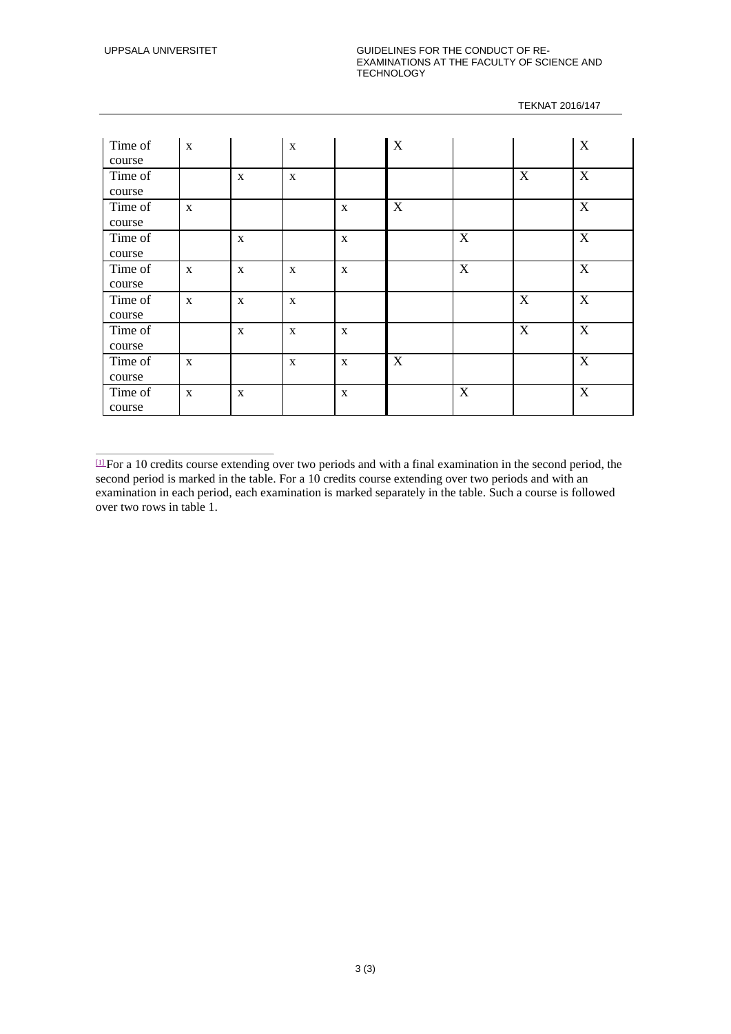| | | | | | | | | |
|---|---|---|---|---|---|---|---|---|
| Time of course | x | | x | | X | | | X |
| Time of course | | x | x | | | | X | X |
| Time of course | x | | | x | X | | | X |
| Time of course | | x | | x | | X | | X |
| Time of course | x | x | x | x | | X | | X |
| Time of course | x | x | x | | | | X | X |
| Time of course | | x | x | x | | | X | X |
| Time of course | x | | x | x | X | | | X |
| Time of course | x | x | | x | | X | | X |

[1] For a 10 credits course extending over two periods and with a final examination in the second period, the second period is marked in the table. For a 10 credits course extending over two periods and with an examination in each period, each examination is marked separately in the table. Such a course is followed over two rows in table 1.